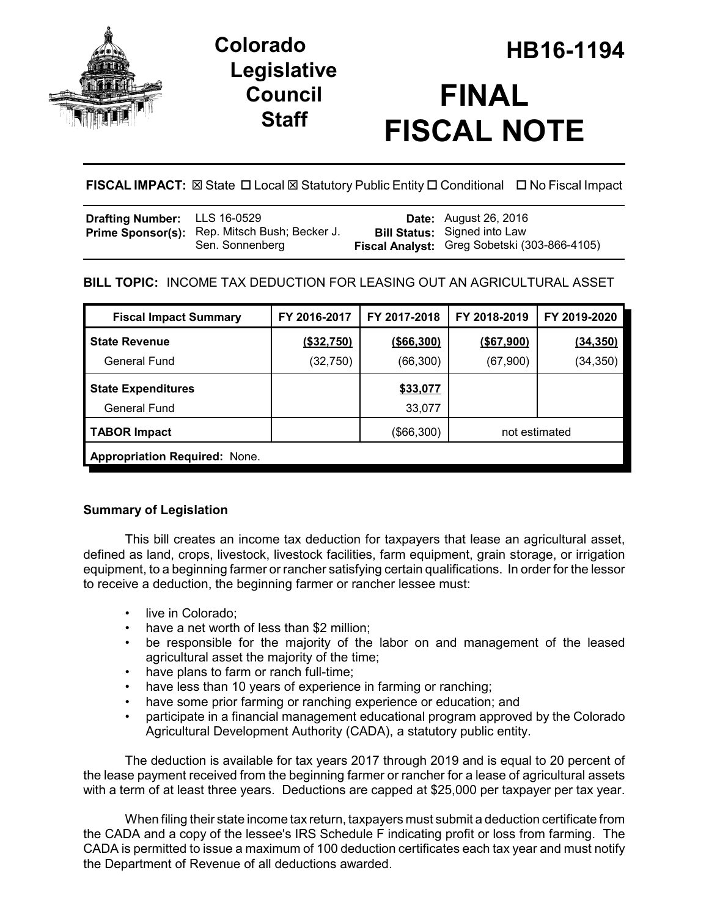# Colorado Legislative Council Staff

# HB16-1194

# FINAL FISCAL NOTE

**FISCAL IMPACT:** ☒ State ☐ Local ☒ Statutory Public Entity ☐ Conditional ☐ No Fiscal Impact

| | | | |
|---|---|---|---|
| **Drafting Number:** | LLS 16-0529 | **Date:** | August 26, 2016 |
| **Prime Sponsor(s):** | Rep. Mitsch Bush; Becker J.<br>Sen. Sonnenberg | **Bill Status:** | Signed into Law |
| | | **Fiscal Analyst:** | Greg Sobetski (303-866-4105) |

**BILL TOPIC:** INCOME TAX DEDUCTION FOR LEASING OUT AN AGRICULTURAL ASSET

| Fiscal Impact Summary | FY 2016-2017 | FY 2017-2018 | FY 2018-2019 | FY 2019-2020 |
|---|---|---|---|---|
| **State Revenue** | **(\$32,750)** | **(\$66,300)** | **(\$67,900)** | **(34,350)** |
| General Fund | (32,750) | (66,300) | (67,900) | (34,350) |
| **State Expenditures** | | **\$33,077** | | |
| General Fund | | 33,077 | | |
| **TABOR Impact** | | (\$66,300) | not estimated | |
| **Appropriation Required:** None. | | | | |

## Summary of Legislation

This bill creates an income tax deduction for taxpayers that lease an agricultural asset, defined as land, crops, livestock, livestock facilities, farm equipment, grain storage, or irrigation equipment, to a beginning farmer or rancher satisfying certain qualifications. In order for the lessor to receive a deduction, the beginning farmer or rancher lessee must:

- live in Colorado;
- have a net worth of less than $2 million;
- be responsible for the majority of the labor on and management of the leased agricultural asset the majority of the time;
- have plans to farm or ranch full-time;
- have less than 10 years of experience in farming or ranching;
- have some prior farming or ranching experience or education; and
- participate in a financial management educational program approved by the Colorado Agricultural Development Authority (CADA), a statutory public entity.

The deduction is available for tax years 2017 through 2019 and is equal to 20 percent of the lease payment received from the beginning farmer or rancher for a lease of agricultural assets with a term of at least three years. Deductions are capped at $25,000 per taxpayer per tax year.

When filing their state income tax return, taxpayers must submit a deduction certificate from the CADA and a copy of the lessee's IRS Schedule F indicating profit or loss from farming. The CADA is permitted to issue a maximum of 100 deduction certificates each tax year and must notify the Department of Revenue of all deductions awarded.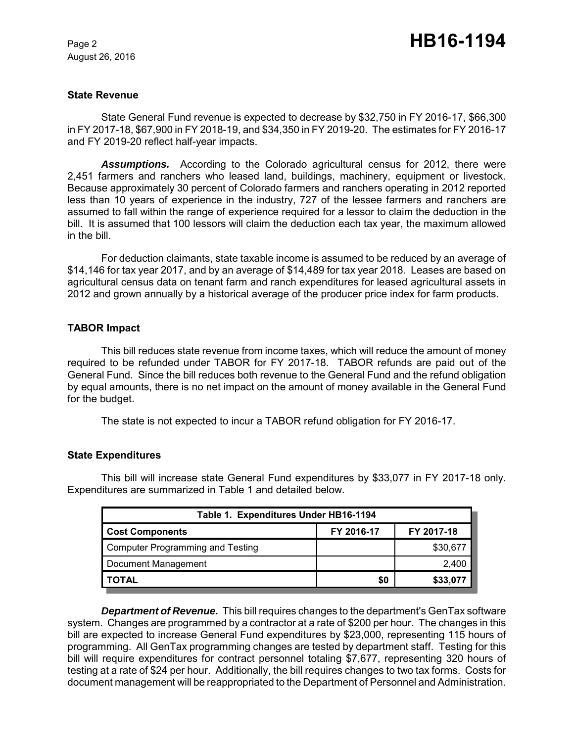## State Revenue

State General Fund revenue is expected to decrease by $32,750 in FY 2016-17, $66,300 in FY 2017-18, $67,900 in FY 2018-19, and $34,350 in FY 2019-20. The estimates for FY 2016-17 and FY 2019-20 reflect half-year impacts.

***Assumptions.*** According to the Colorado agricultural census for 2012, there were 2,451 farmers and ranchers who leased land, buildings, machinery, equipment or livestock. Because approximately 30 percent of Colorado farmers and ranchers operating in 2012 reported less than 10 years of experience in the industry, 727 of the lessee farmers and ranchers are assumed to fall within the range of experience required for a lessor to claim the deduction in the bill. It is assumed that 100 lessors will claim the deduction each tax year, the maximum allowed in the bill.

For deduction claimants, state taxable income is assumed to be reduced by an average of $14,146 for tax year 2017, and by an average of $14,489 for tax year 2018. Leases are based on agricultural census data on tenant farm and ranch expenditures for leased agricultural assets in 2012 and grown annually by a historical average of the producer price index for farm products.

## TABOR Impact

This bill reduces state revenue from income taxes, which will reduce the amount of money required to be refunded under TABOR for FY 2017-18. TABOR refunds are paid out of the General Fund. Since the bill reduces both revenue to the General Fund and the refund obligation by equal amounts, there is no net impact on the amount of money available in the General Fund for the budget.

The state is not expected to incur a TABOR refund obligation for FY 2016-17.

## State Expenditures

This bill will increase state General Fund expenditures by $33,077 in FY 2017-18 only. Expenditures are summarized in Table 1 and detailed below.

| Table 1. Expenditures Under HB16-1194 | | |
|---|---|---|
| **Cost Components** | **FY 2016-17** | **FY 2017-18** |
| Computer Programming and Testing | | $30,677 |
| Document Management | | 2,400 |
| **TOTAL** | **$0** | **$33,077** |

***Department of Revenue.*** This bill requires changes to the department's GenTax software system. Changes are programmed by a contractor at a rate of $200 per hour. The changes in this bill are expected to increase General Fund expenditures by $23,000, representing 115 hours of programming. All GenTax programming changes are tested by department staff. Testing for this bill will require expenditures for contract personnel totaling $7,677, representing 320 hours of testing at a rate of $24 per hour. Additionally, the bill requires changes to two tax forms. Costs for document management will be reappropriated to the Department of Personnel and Administration.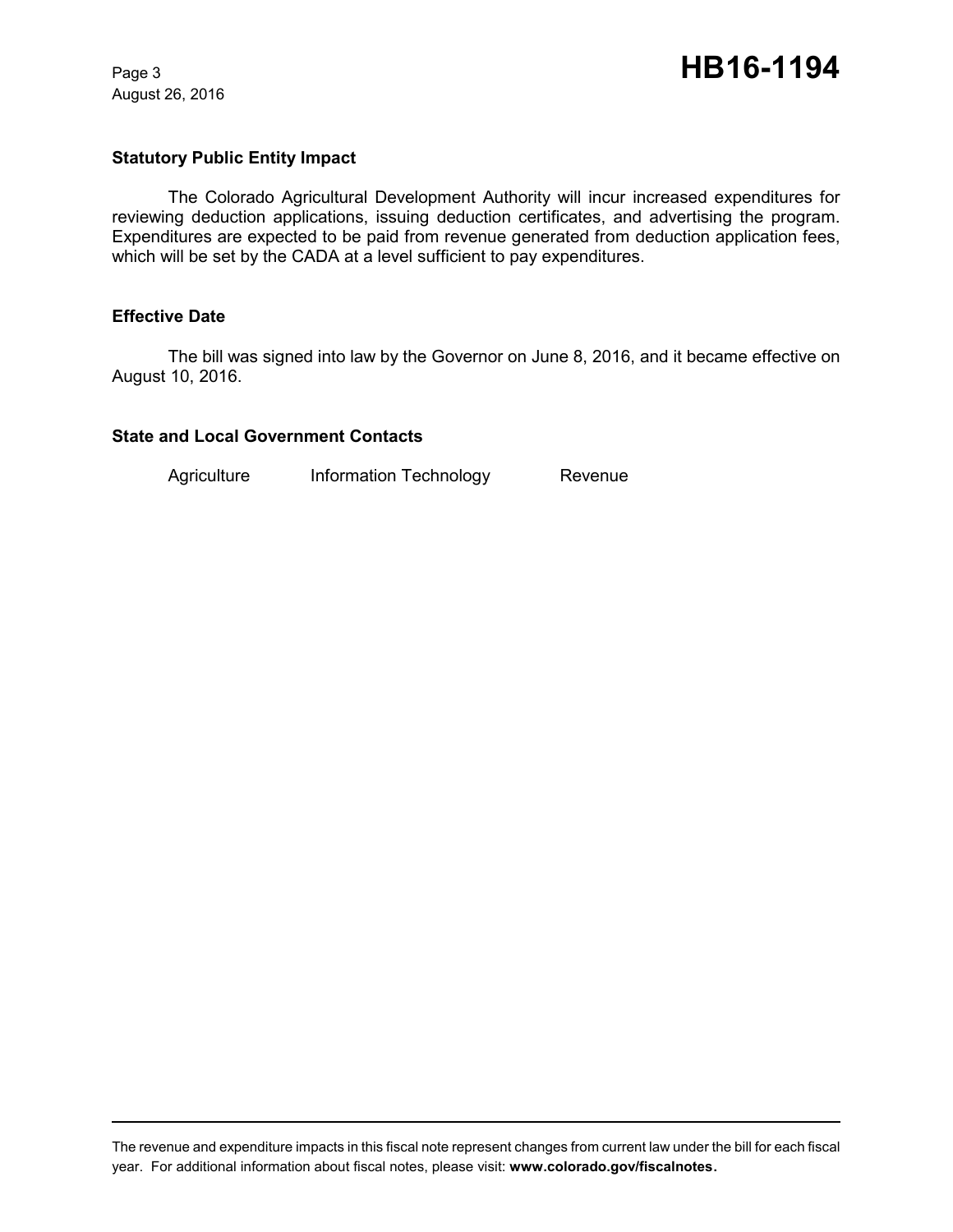### Statutory Public Entity Impact

The Colorado Agricultural Development Authority will incur increased expenditures for reviewing deduction applications, issuing deduction certificates, and advertising the program. Expenditures are expected to be paid from revenue generated from deduction application fees, which will be set by the CADA at a level sufficient to pay expenditures.

### Effective Date

The bill was signed into law by the Governor on June 8, 2016, and it became effective on August 10, 2016.

### State and Local Government Contacts

Agriculture    Information Technology    Revenue